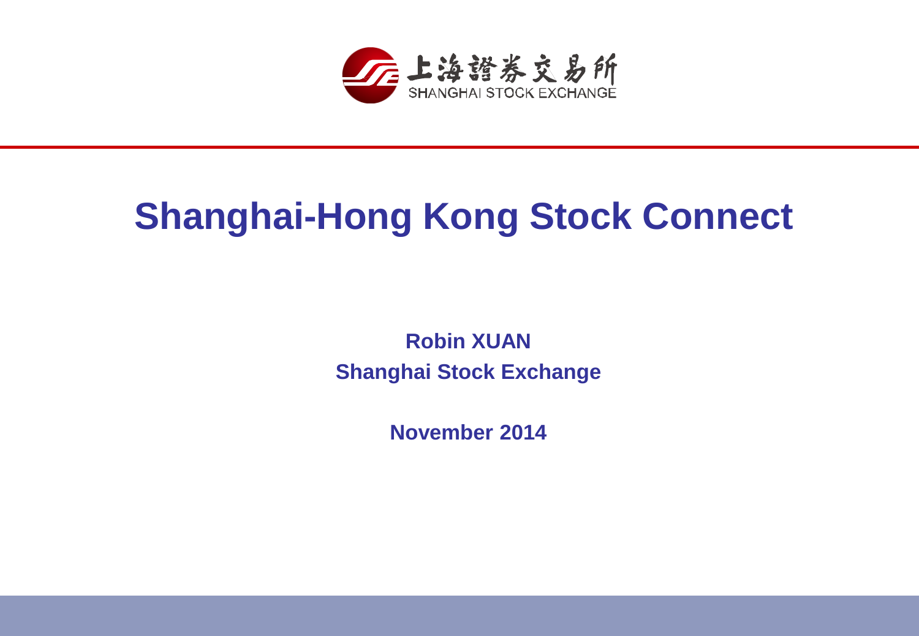上海證券交易所
SHANGHAI STOCK EXCHANGE

# Shanghai-Hong Kong Stock Connect

**Robin XUAN**
**Shanghai Stock Exchange**

**November 2014**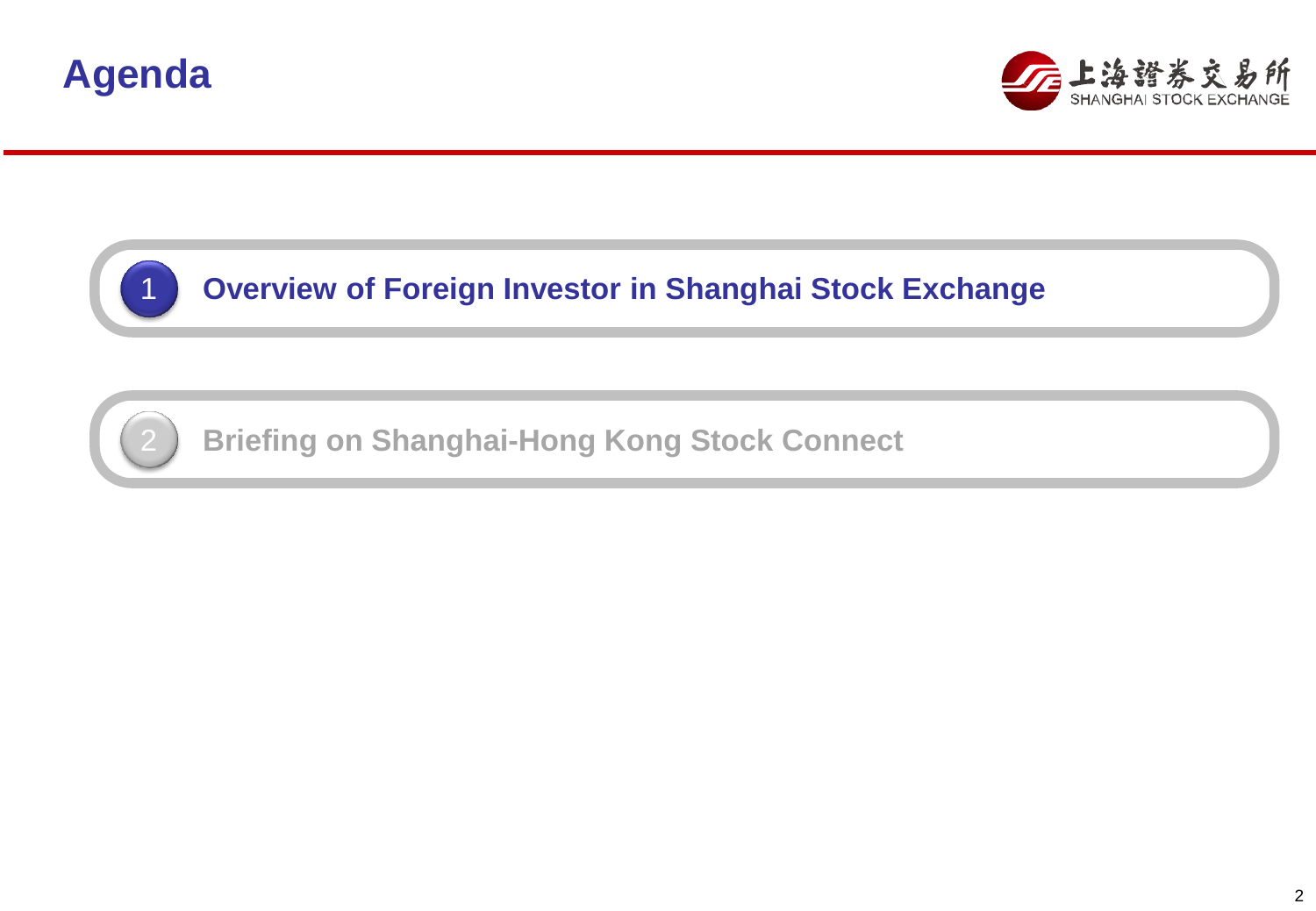# Agenda

1. Overview of Foreign Investor in Shanghai Stock Exchange
2. Briefing on Shanghai-Hong Kong Stock Connect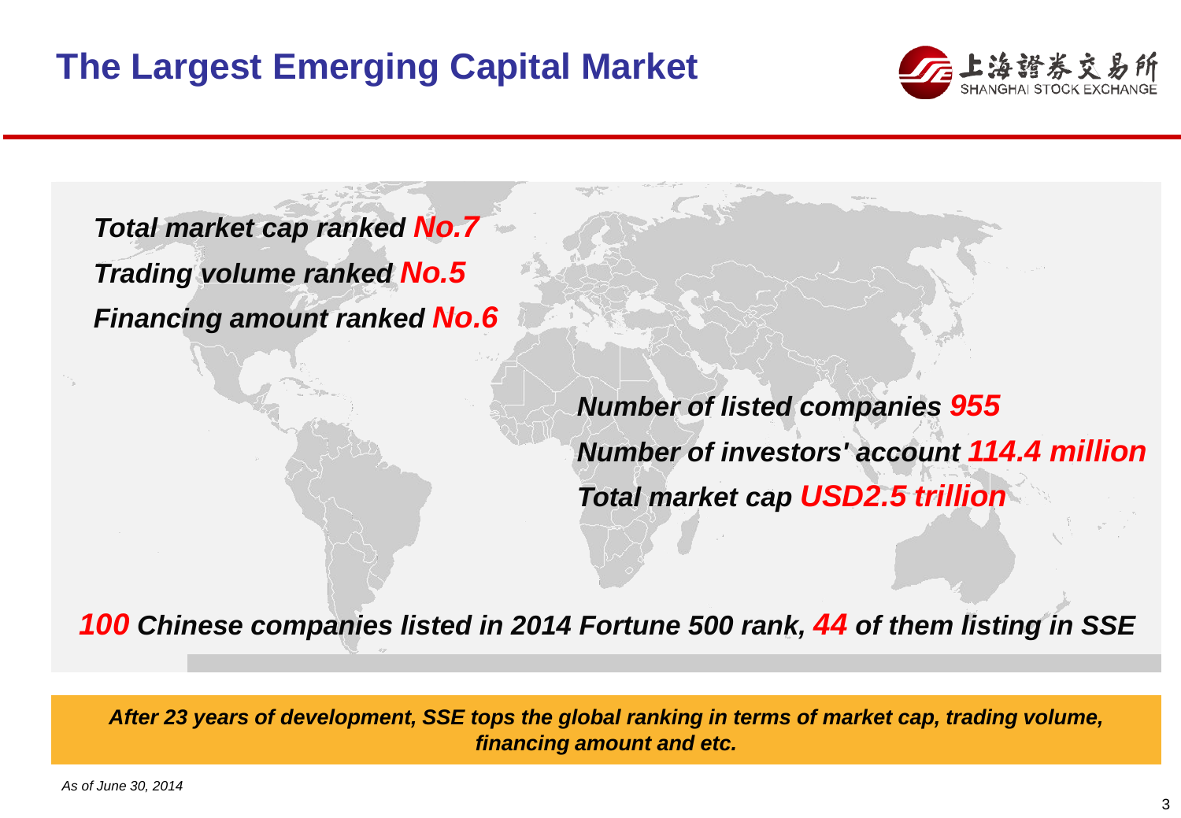# The Largest Emerging Capital Market

***Total market cap ranked No.7***
***Trading volume ranked No.5***
***Financing amount ranked No.6***

***Number of listed companies 955***
***Number of investors' account 114.4 million***
***Total market cap USD2.5 trillion***

***100 Chinese companies listed in 2014 Fortune 500 rank, 44 of them listing in SSE***

***After 23 years of development, SSE tops the global ranking in terms of market cap, trading volume, financing amount and etc.***

*As of June 30, 2014*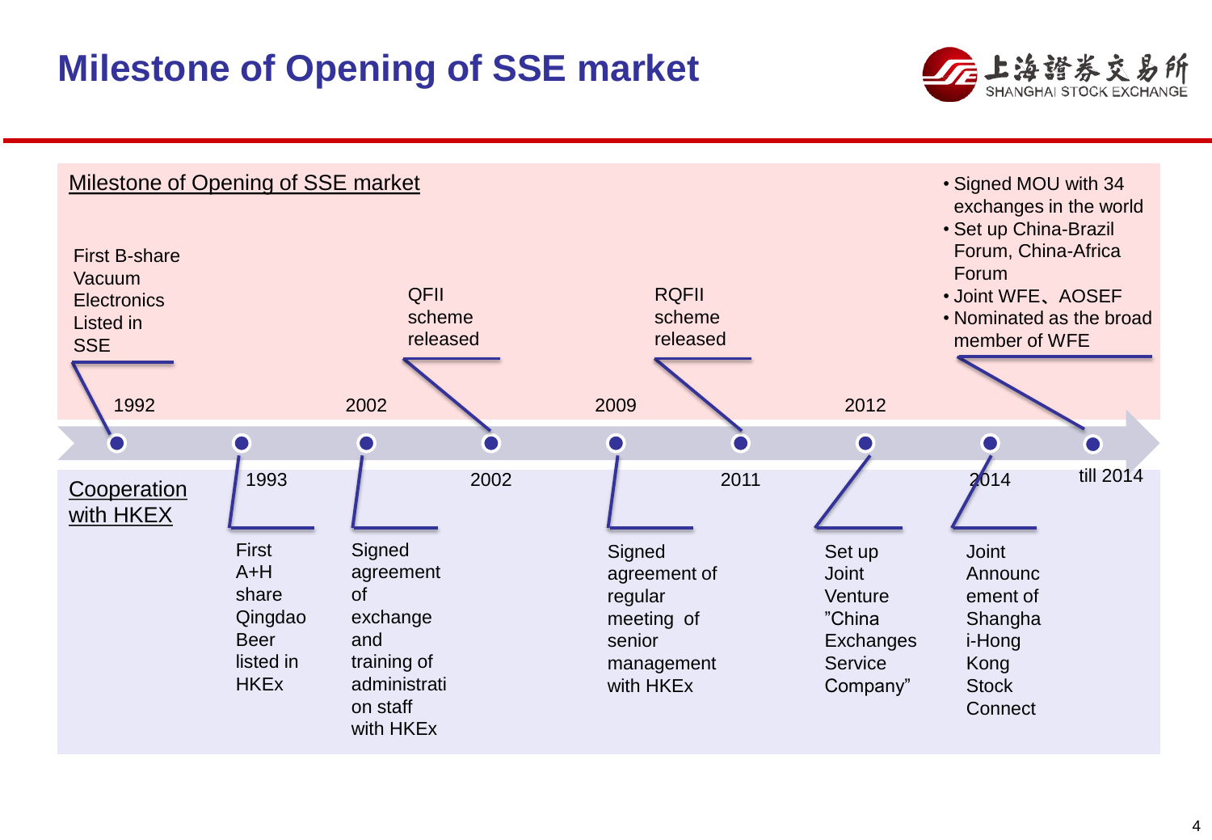# Milestone of Opening of SSE market

## Milestone of Opening of SSE market

- **1992**: First B-share Vacuum Electronics Listed in SSE
- **2002**: QFII scheme released
- **2011**: RQFII scheme released
- **till 2014**:
  - Signed MOU with 34 exchanges in the world
  - Set up China-Brazil Forum, China-Africa Forum
  - Joint WFE、AOSEF
  - Nominated as the broad member of WFE

## Cooperation with HKEX

- **1993**: First A+H share Qingdao Beer listed in HKEx
- **2002**: Signed agreement of exchange and training of administration staff with HKEx
- **2009**: Signed agreement of regular meeting of senior management with HKEx
- **2012**: Set up Joint Venture "China Exchanges Service Company"
- **2014**: Joint Announcement of Shanghai-Hong Kong Stock Connect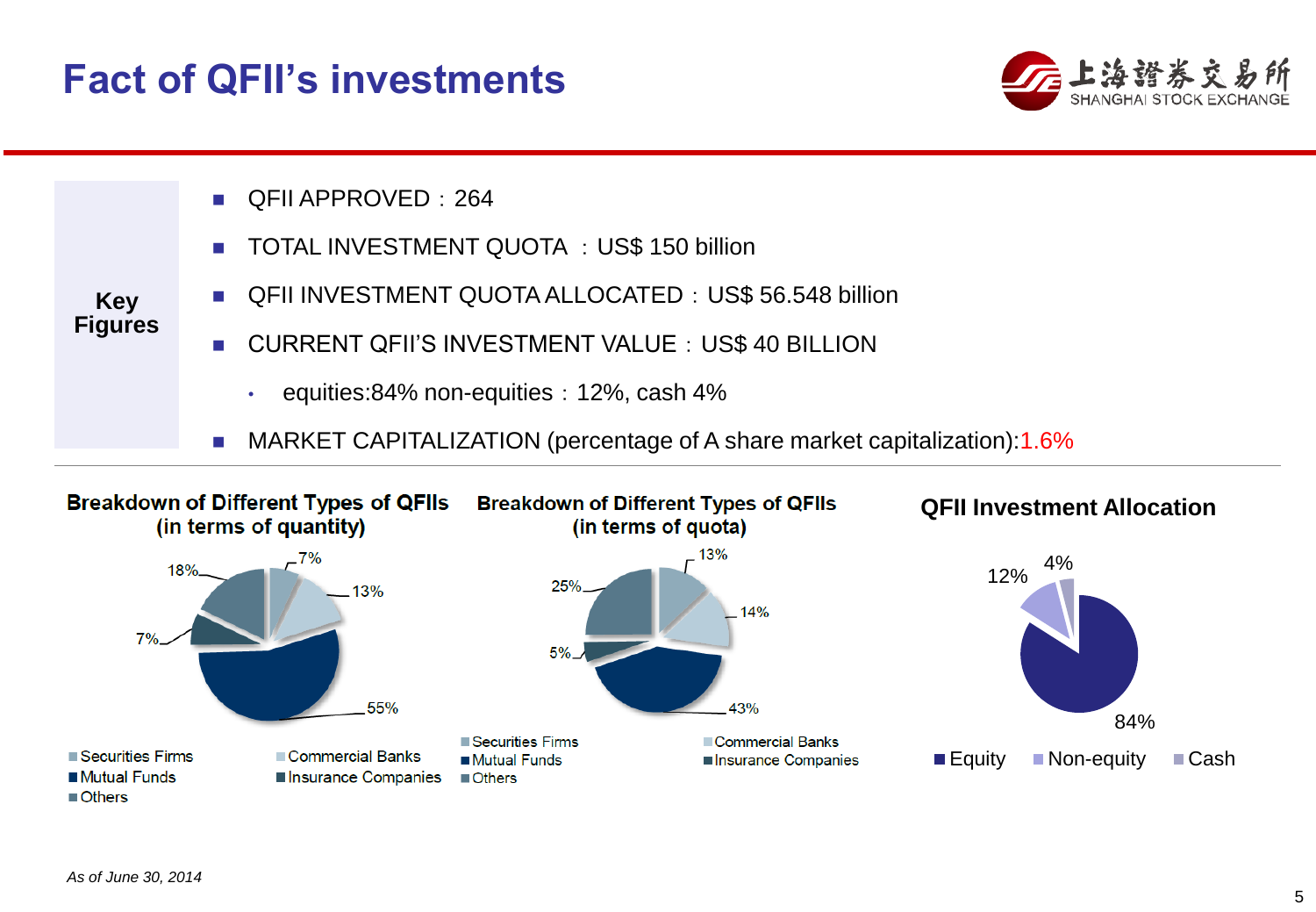# Fact of QFII's investments

**Key Figures**

- QFII APPROVED：264
- TOTAL INVESTMENT QUOTA ：US$ 150 billion
- QFII INVESTMENT QUOTA ALLOCATED：US$ 56.548 billion
- CURRENT QFII'S INVESTMENT VALUE：US$ 40 BILLION
  - equities:84% non-equities：12%, cash 4%
- MARKET CAPITALIZATION (percentage of A share market capitalization):1.6%

**Breakdown of Different Types of QFIIs (in terms of quantity)**

| Type | Share |
|---|---|
| Securities Firms | 7% |
| Commercial Banks | 13% |
| Mutual Funds | 55% |
| Insurance Companies | 7% |
| Others | 18% |

**Breakdown of Different Types of QFIIs (in terms of quota)**

| Type | Share |
|---|---|
| Securities Firms | 13% |
| Commercial Banks | 14% |
| Mutual Funds | 43% |
| Insurance Companies | 5% |
| Others | 25% |

**QFII Investment Allocation**

| Type | Share |
|---|---|
| Equity | 84% |
| Non-equity | 12% |
| Cash | 4% |

*As of June 30, 2014*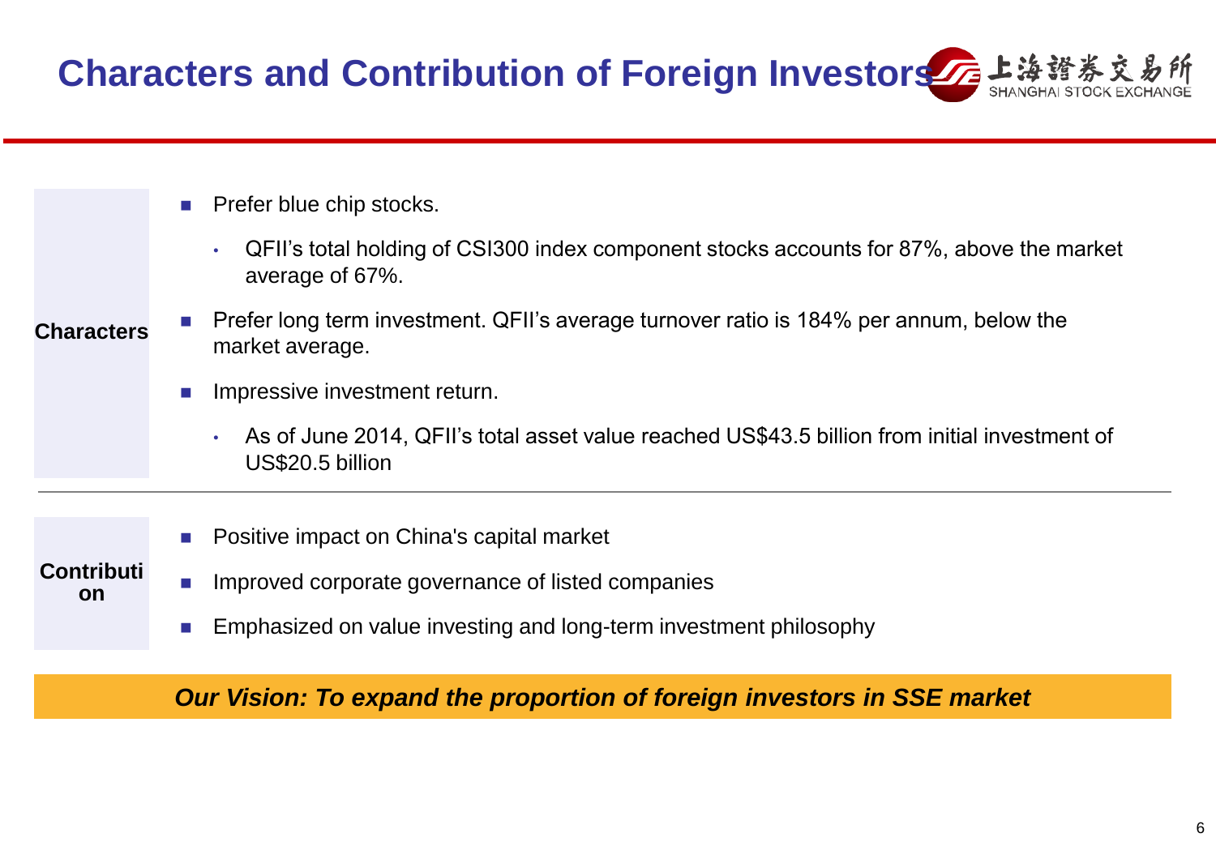# Characters and Contribution of Foreign Investors

## Characters

- Prefer blue chip stocks.
  - QFII's total holding of CSI300 index component stocks accounts for 87%, above the market average of 67%.
- Prefer long term investment. QFII's average turnover ratio is 184% per annum, below the market average.
- Impressive investment return.
  - As of June 2014, QFII's total asset value reached US$43.5 billion from initial investment of US$20.5 billion

## Contribution

- Positive impact on China's capital market
- Improved corporate governance of listed companies
- Emphasized on value investing and long-term investment philosophy

***Our Vision: To expand the proportion of foreign investors in SSE market***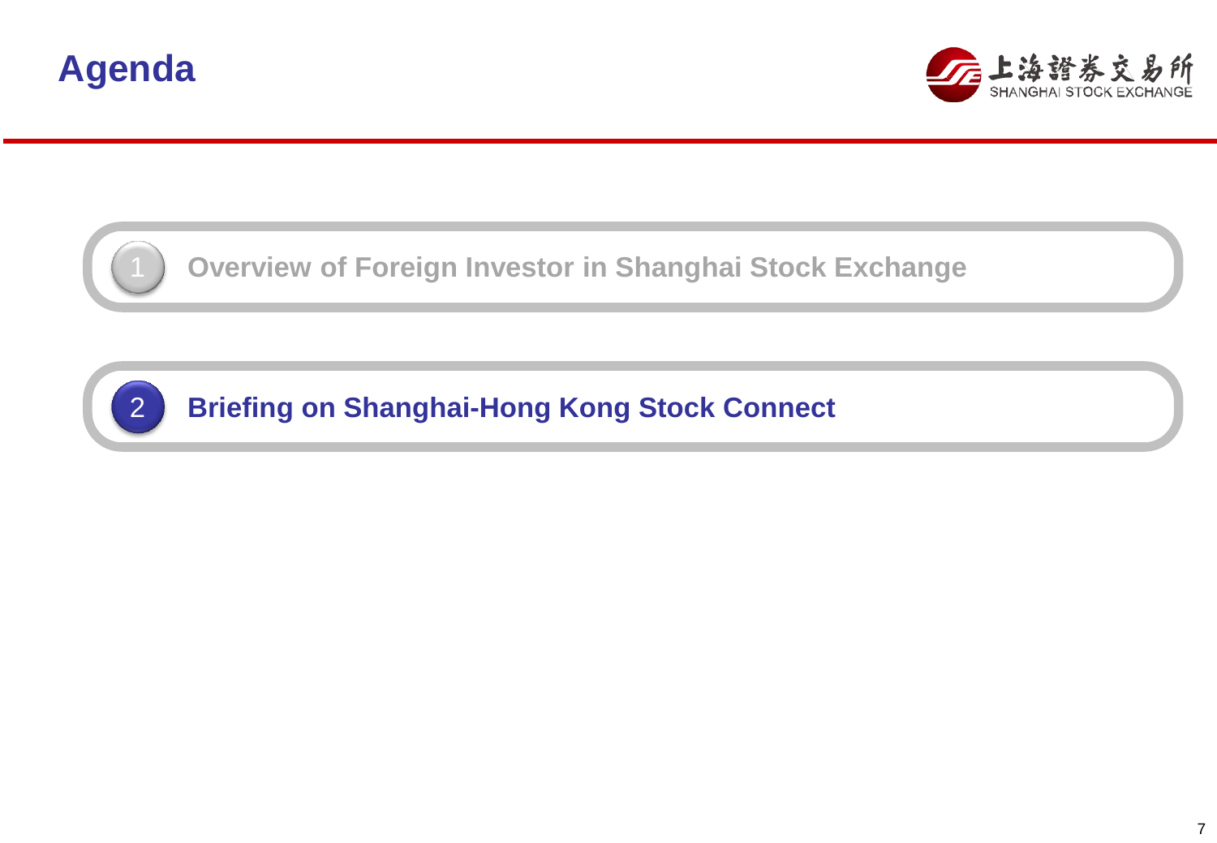# Agenda

1. Overview of Foreign Investor in Shanghai Stock Exchange
2. **Briefing on Shanghai-Hong Kong Stock Connect**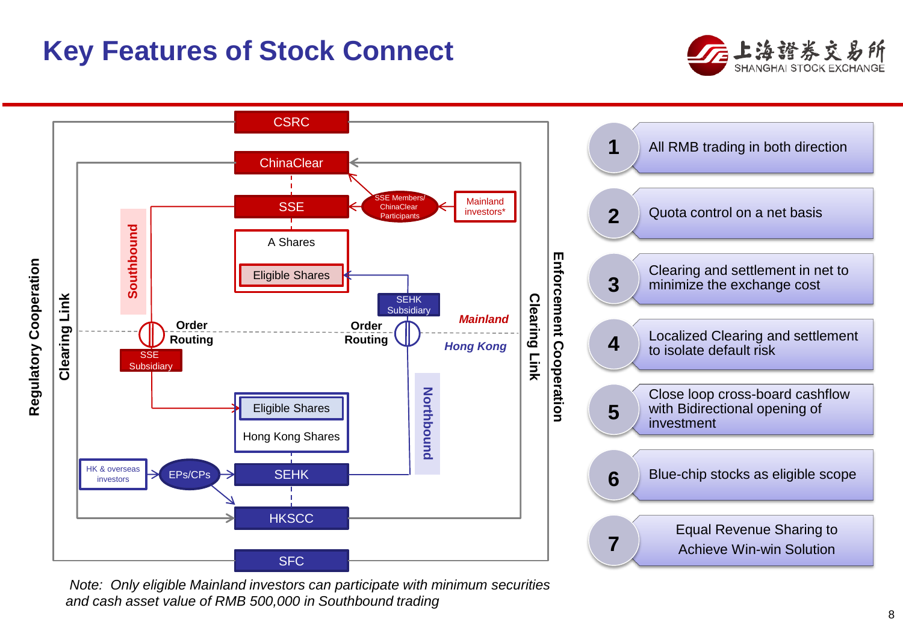# Key Features of Stock Connect

Regulatory Cooperation

Clearing Link

CSRC

ChinaClear

SSE

SSE Members/ ChinaClear Participants

Mainland investors*

A Shares

Eligible Shares

Southbound

SEHK Subsidiary

Mainland

Order Routing

Order Routing

Hong Kong

SSE Subsidiary

Eligible Shares

Hong Kong Shares

Northbound

HK & overseas investors

EPs/CPs

SEHK

HKSCC

SFC

Clearing Link

Enforcement Cooperation

1. All RMB trading in both direction
2. Quota control on a net basis
3. Clearing and settlement in net to minimize the exchange cost
4. Localized Clearing and settlement to isolate default risk
5. Close loop cross-board cashflow with Bidirectional opening of investment
6. Blue-chip stocks as eligible scope
7. Equal Revenue Sharing to Achieve Win-win Solution

*Note: Only eligible Mainland investors can participate with minimum securities and cash asset value of RMB 500,000 in Southbound trading*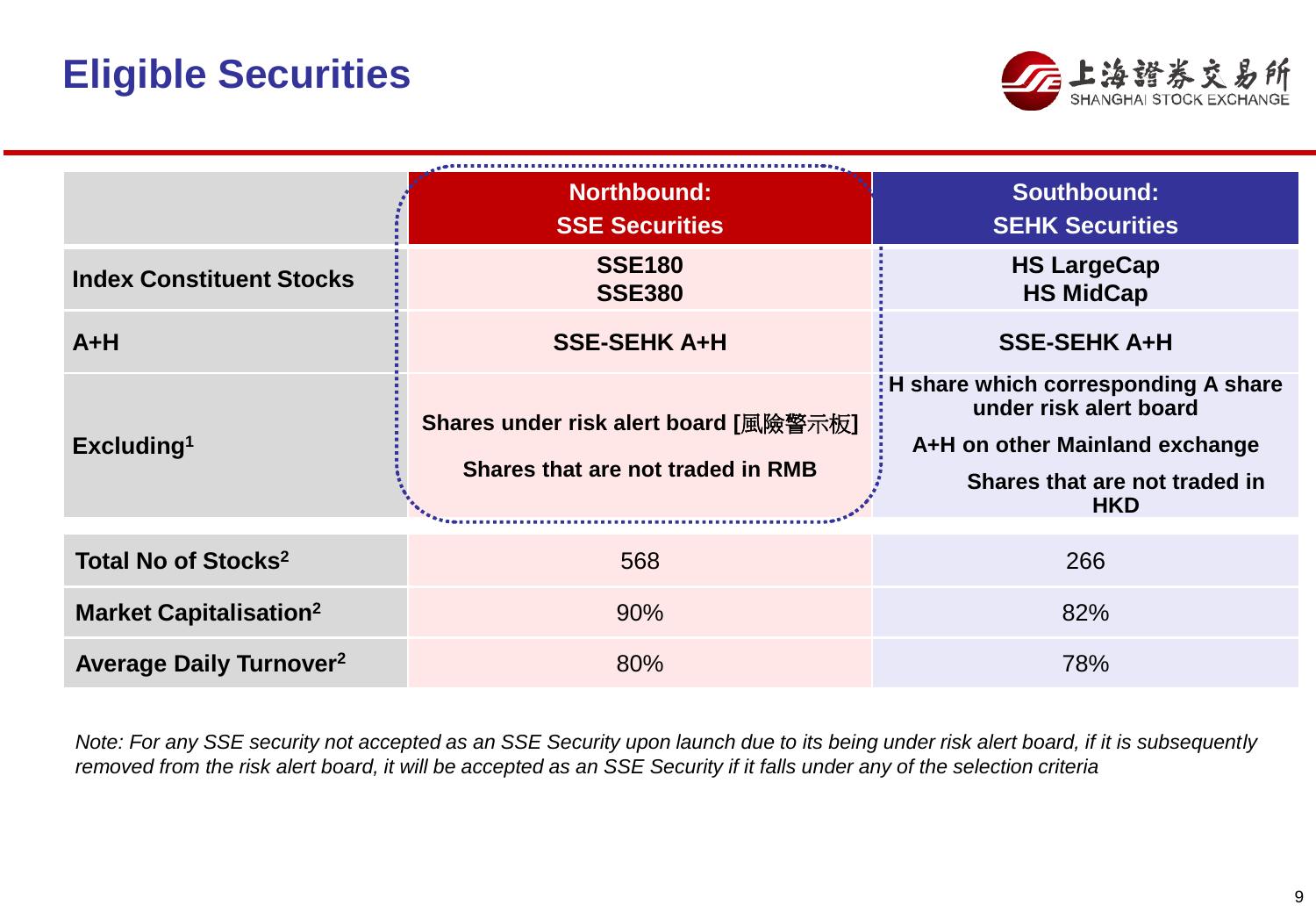# Eligible Securities

| | Northbound: SSE Securities | Southbound: SEHK Securities |
|---|---|---|
| **Index Constituent Stocks** | **SSE180**<br>**SSE380** | **HS LargeCap**<br>**HS MidCap** |
| **A+H** | **SSE-SEHK A+H** | **SSE-SEHK A+H** |
| **Excluding**[1] | **Shares under risk alert board [風險警示板]**<br>**Shares that are not traded in RMB** | **H share which corresponding A share under risk alert board**<br>**A+H on other Mainland exchange**<br>**Shares that are not traded in HKD** |
| **Total No of Stocks**[2] | 568 | 266 |
| **Market Capitalisation**[2] | 90% | 82% |
| **Average Daily Turnover**[2] | 80% | 78% |

*Note: For any SSE security not accepted as an SSE Security upon launch due to its being under risk alert board, if it is subsequently removed from the risk alert board, it will be accepted as an SSE Security if it falls under any of the selection criteria*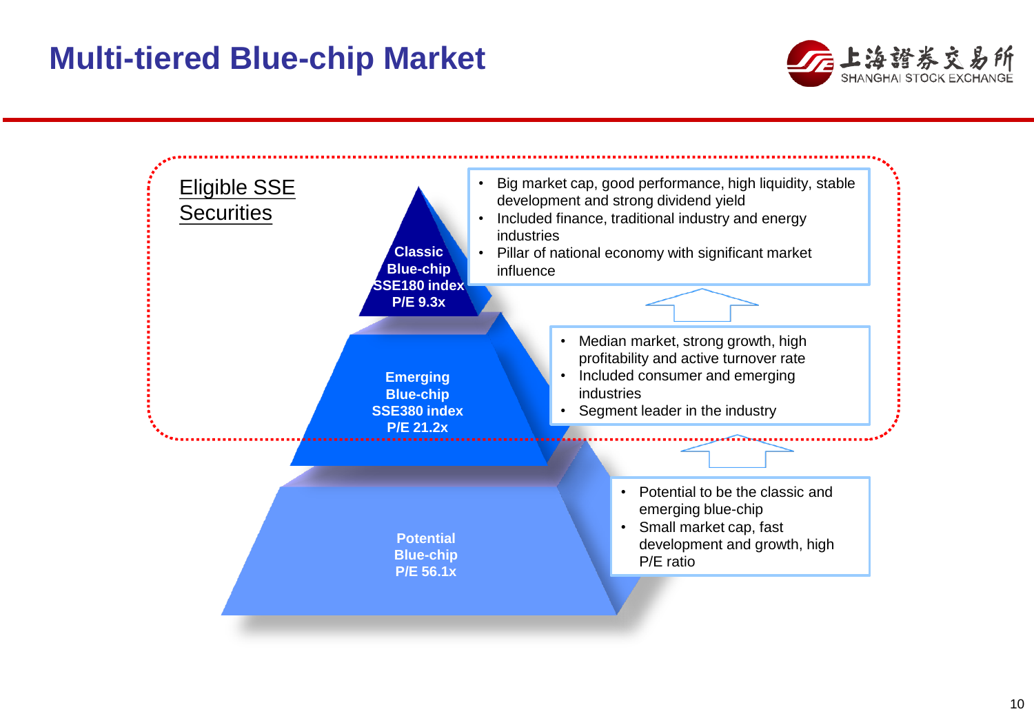# Multi-tiered Blue-chip Market

Eligible SSE Securities

**Classic Blue-chip SSE180 index P/E 9.3x**

- Big market cap, good performance, high liquidity, stable development and strong dividend yield
- Included finance, traditional industry and energy industries
- Pillar of national economy with significant market influence

**Emerging Blue-chip SSE380 index P/E 21.2x**

- Median market, strong growth, high profitability and active turnover rate
- Included consumer and emerging industries
- Segment leader in the industry

**Potential Blue-chip P/E 56.1x**

- Potential to be the classic and emerging blue-chip
- Small market cap, fast development and growth, high P/E ratio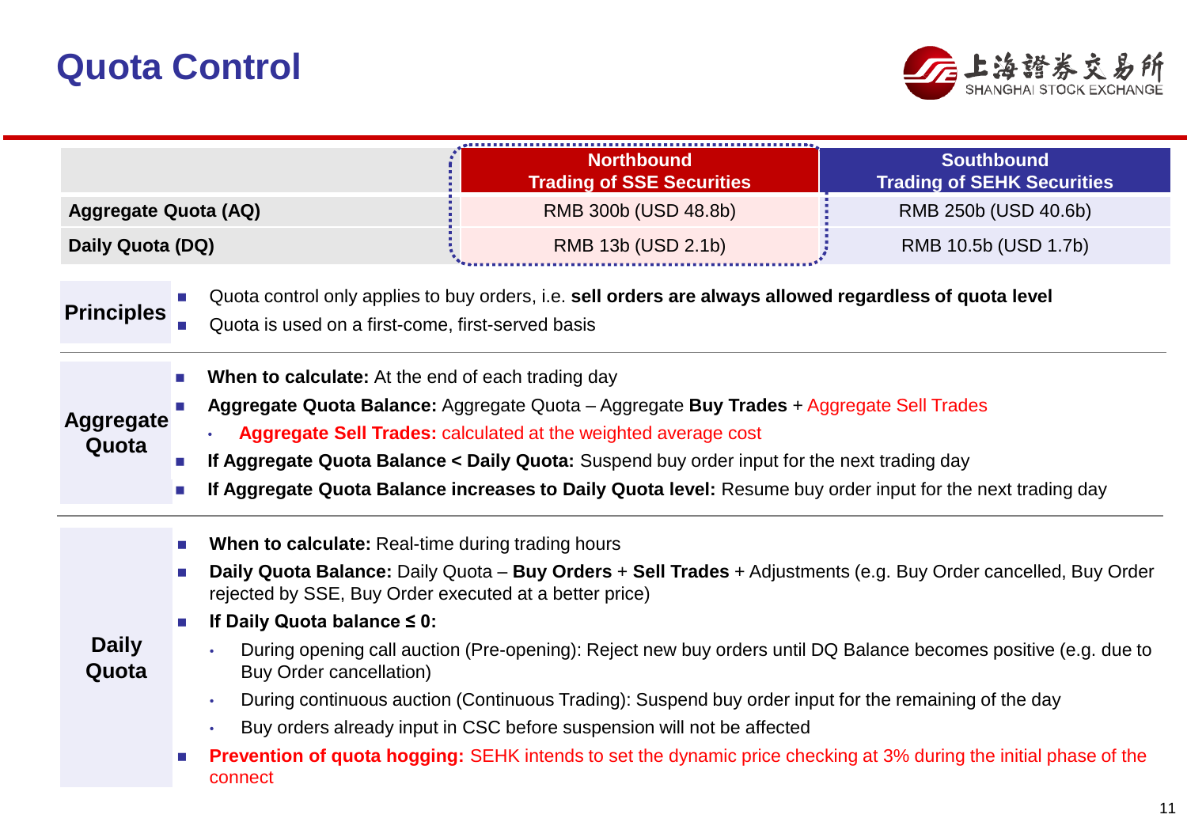# Quota Control

| | Northbound Trading of SSE Securities | Southbound Trading of SEHK Securities |
|---|---|---|
| **Aggregate Quota (AQ)** | RMB 300b (USD 48.8b) | RMB 250b (USD 40.6b) |
| **Daily Quota (DQ)** | RMB 13b (USD 2.1b) | RMB 10.5b (USD 1.7b) |

## Principles

- Quota control only applies to buy orders, i.e. **sell orders are always allowed regardless of quota level**
- Quota is used on a first-come, first-served basis

## Aggregate Quota

- **When to calculate:** At the end of each trading day
- **Aggregate Quota Balance:** Aggregate Quota – Aggregate **Buy Trades** + Aggregate Sell Trades
  - **Aggregate Sell Trades:** calculated at the weighted average cost
- **If Aggregate Quota Balance < Daily Quota:** Suspend buy order input for the next trading day
- **If Aggregate Quota Balance increases to Daily Quota level:** Resume buy order input for the next trading day

## Daily Quota

- **When to calculate:** Real-time during trading hours
- **Daily Quota Balance:** Daily Quota – **Buy Orders** + **Sell Trades** + Adjustments (e.g. Buy Order cancelled, Buy Order rejected by SSE, Buy Order executed at a better price)
- **If Daily Quota balance ≤ 0:**
  - During opening call auction (Pre-opening): Reject new buy orders until DQ Balance becomes positive (e.g. due to Buy Order cancellation)
  - During continuous auction (Continuous Trading): Suspend buy order input for the remaining of the day
  - Buy orders already input in CSC before suspension will not be affected
- **Prevention of quota hogging:** SEHK intends to set the dynamic price checking at 3% during the initial phase of the connect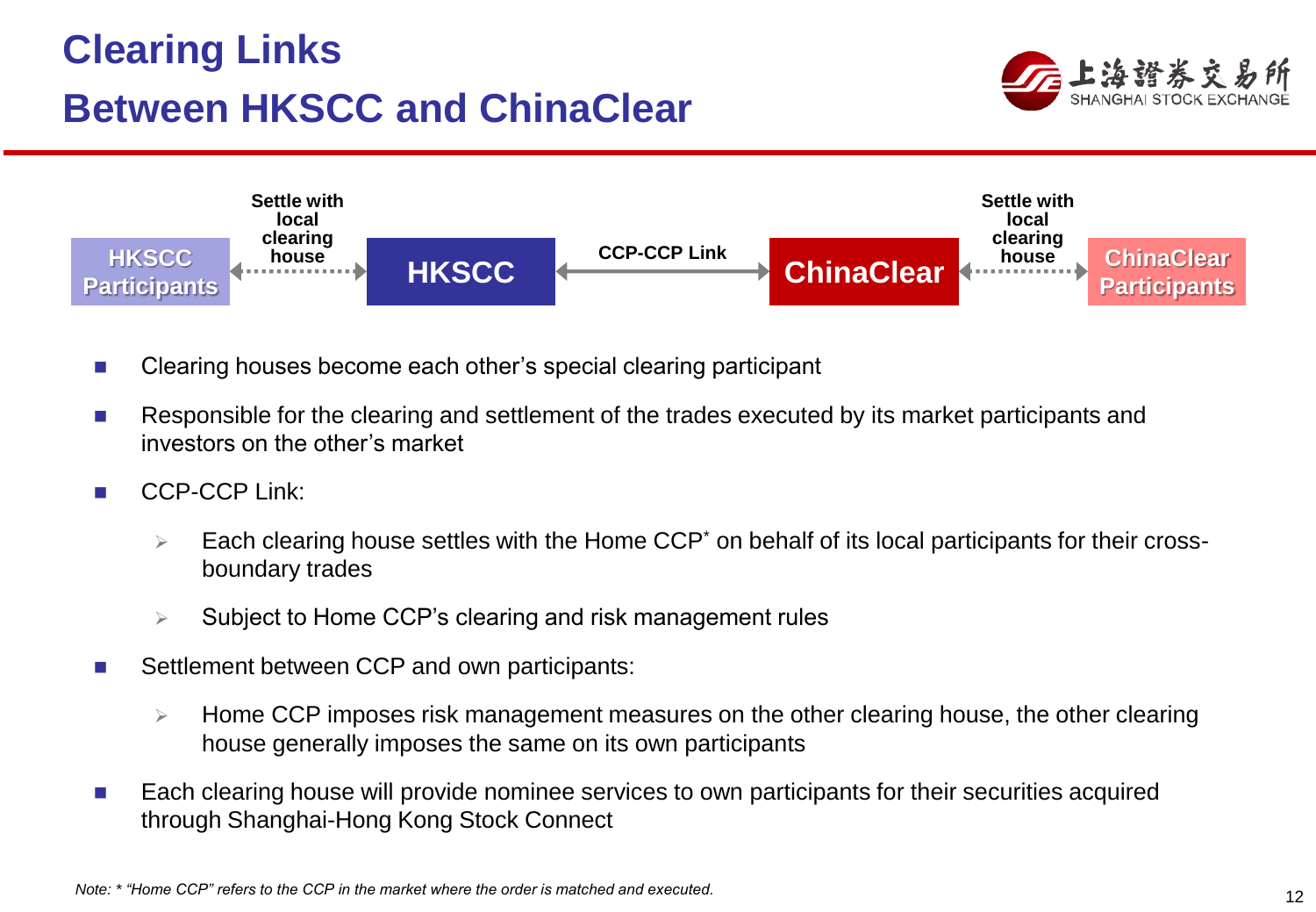# Clearing Links
## Between HKSCC and ChinaClear

HKSCC Participants ← Settle with local clearing house → **HKSCC** ← CCP-CCP Link → **ChinaClear** ← Settle with local clearing house → ChinaClear Participants

- Clearing houses become each other's special clearing participant
- Responsible for the clearing and settlement of the trades executed by its market participants and investors on the other's market
- CCP-CCP Link:
  - Each clearing house settles with the Home CCP* on behalf of its local participants for their cross-boundary trades
  - Subject to Home CCP's clearing and risk management rules
- Settlement between CCP and own participants:
  - Home CCP imposes risk management measures on the other clearing house, the other clearing house generally imposes the same on its own participants
- Each clearing house will provide nominee services to own participants for their securities acquired through Shanghai-Hong Kong Stock Connect

*Note: * "Home CCP" refers to the CCP in the market where the order is matched and executed.*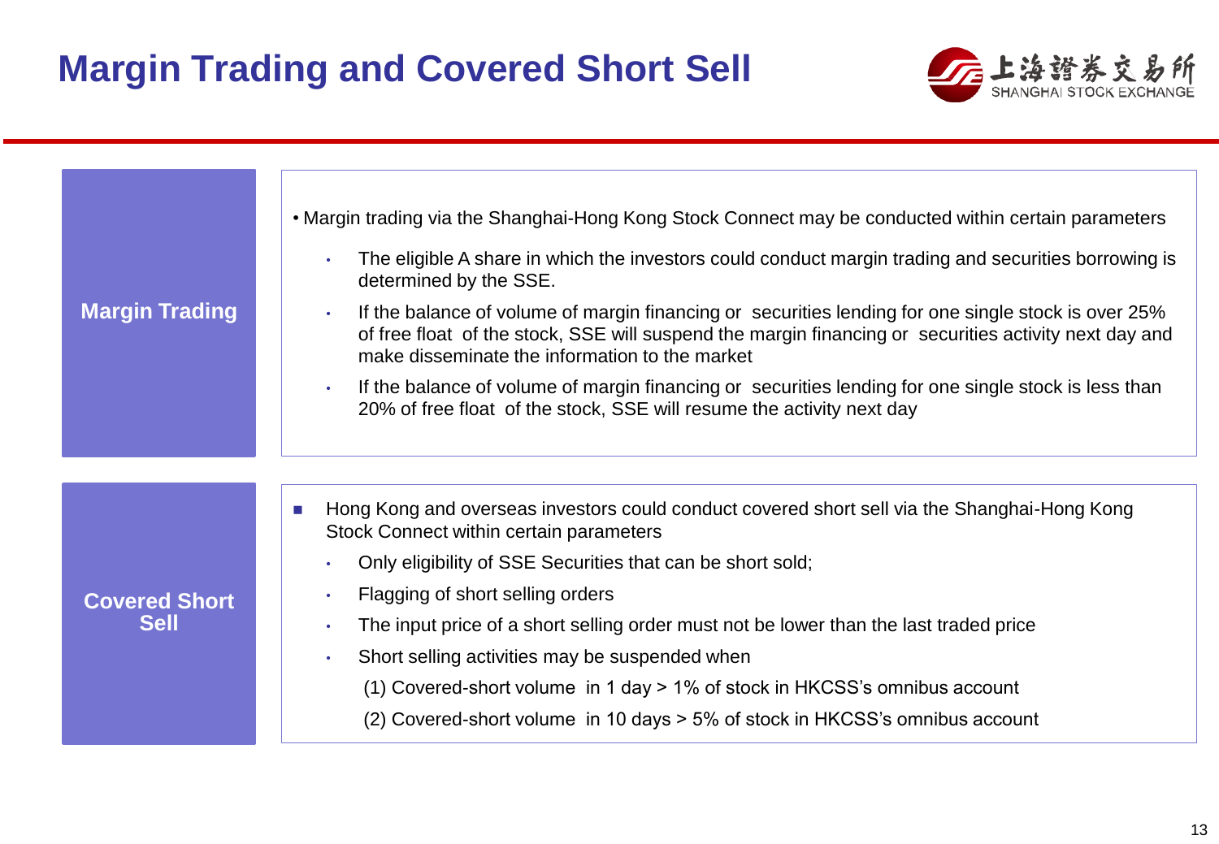# Margin Trading and Covered Short Sell

## Margin Trading

- Margin trading via the Shanghai-Hong Kong Stock Connect may be conducted within certain parameters
  - The eligible A share in which the investors could conduct margin trading and securities borrowing is determined by the SSE.
  - If the balance of volume of margin financing or securities lending for one single stock is over 25% of free float of the stock, SSE will suspend the margin financing or securities activity next day and make disseminate the information to the market
  - If the balance of volume of margin financing or securities lending for one single stock is less than 20% of free float of the stock, SSE will resume the activity next day

## Covered Short Sell

- Hong Kong and overseas investors could conduct covered short sell via the Shanghai-Hong Kong Stock Connect within certain parameters
  - Only eligibility of SSE Securities that can be short sold;
  - Flagging of short selling orders
  - The input price of a short selling order must not be lower than the last traded price
  - Short selling activities may be suspended when

    (1) Covered-short volume in 1 day > 1% of stock in HKCSS's omnibus account

    (2) Covered-short volume in 10 days > 5% of stock in HKCSS's omnibus account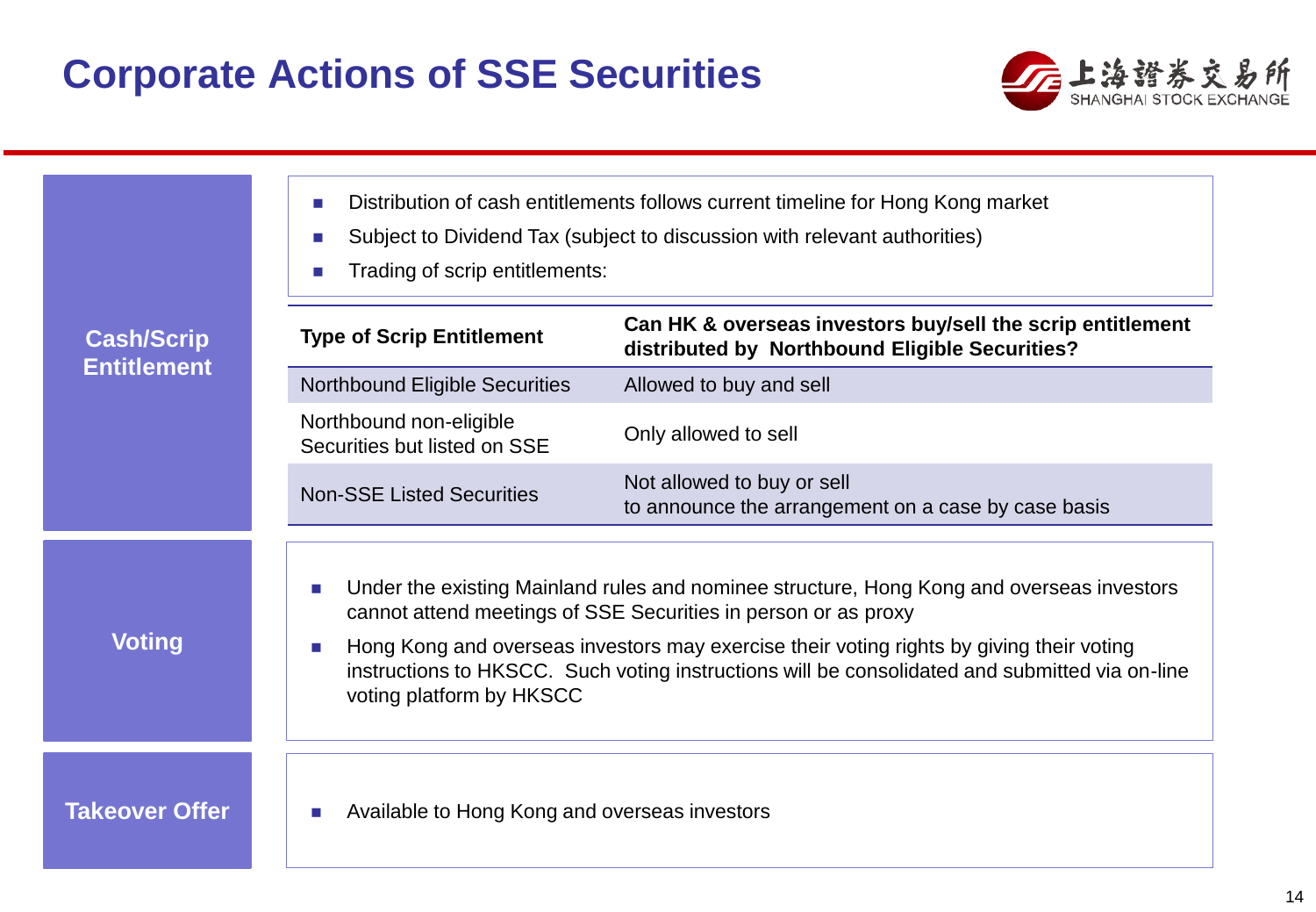# Corporate Actions of SSE Securities

## Cash/Scrip Entitlement

- Distribution of cash entitlements follows current timeline for Hong Kong market
- Subject to Dividend Tax (subject to discussion with relevant authorities)
- Trading of scrip entitlements:

| Type of Scrip Entitlement | Can HK & overseas investors buy/sell the scrip entitlement distributed by Northbound Eligible Securities? |
|---|---|
| Northbound Eligible Securities | Allowed to buy and sell |
| Northbound non-eligible Securities but listed on SSE | Only allowed to sell |
| Non-SSE Listed Securities | Not allowed to buy or sell<br>to announce the arrangement on a case by case basis |

## Voting

- Under the existing Mainland rules and nominee structure, Hong Kong and overseas investors cannot attend meetings of SSE Securities in person or as proxy
- Hong Kong and overseas investors may exercise their voting rights by giving their voting instructions to HKSCC. Such voting instructions will be consolidated and submitted via on-line voting platform by HKSCC

## Takeover Offer

- Available to Hong Kong and overseas investors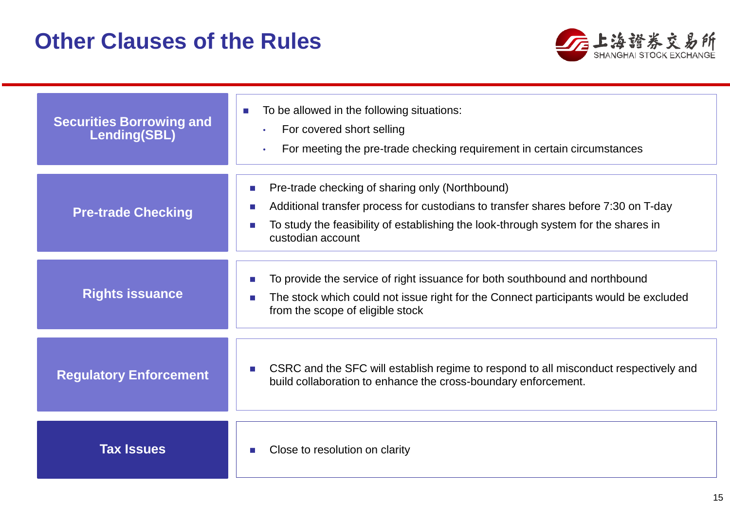# Other Clauses of the Rules

SHANGHAI STOCK EXCHANGE

## Securities Borrowing and Lending(SBL)

- To be allowed in the following situations:
  - For covered short selling
  - For meeting the pre-trade checking requirement in certain circumstances

## Pre-trade Checking

- Pre-trade checking of sharing only (Northbound)
- Additional transfer process for custodians to transfer shares before 7:30 on T-day
- To study the feasibility of establishing the look-through system for the shares in custodian account

## Rights issuance

- To provide the service of right issuance for both southbound and northbound
- The stock which could not issue right for the Connect participants would be excluded from the scope of eligible stock

## Regulatory Enforcement

- CSRC and the SFC will establish regime to respond to all misconduct respectively and build collaboration to enhance the cross-boundary enforcement.

## Tax Issues

- Close to resolution on clarity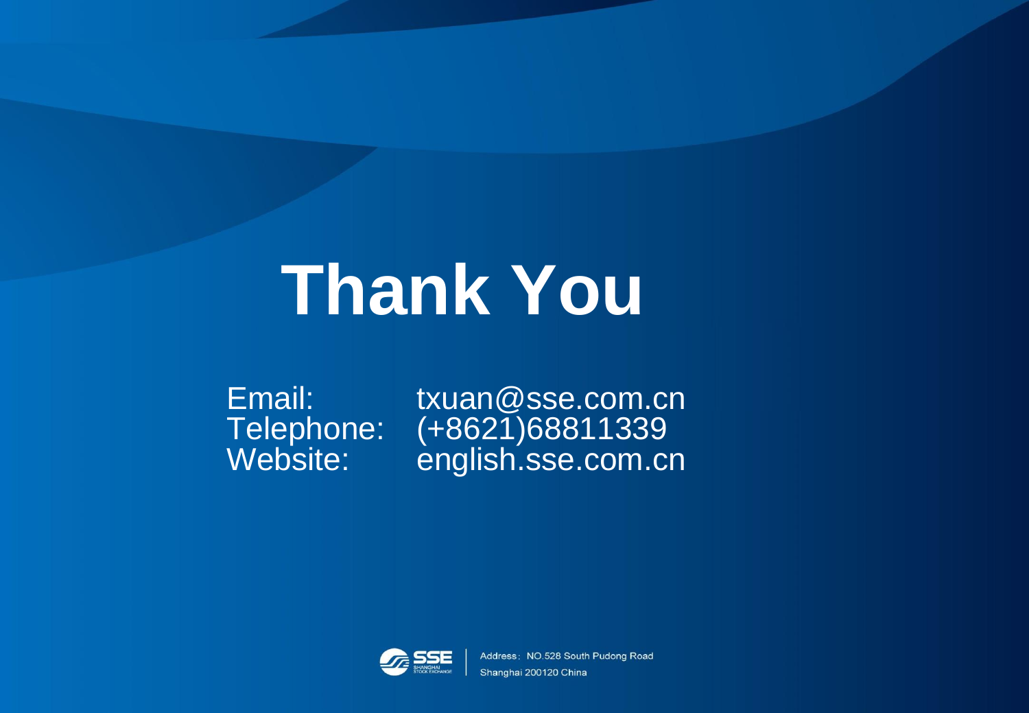# Thank You

Email: txuan@sse.com.cn
Telephone: (+8621)68811339
Website: english.sse.com.cn

SSE SHANGHAI STOCK EXCHANGE

Address：NO.528 South Pudong Road
Shanghai 200120 China